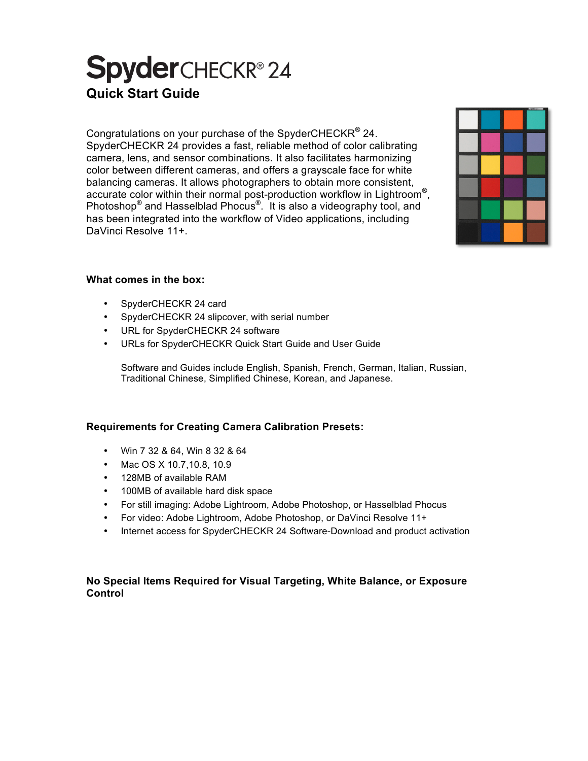# SpyderCHECKR® 24

## Quick Start Guide

Congratulations on your purchase of the SpyderCHECKR® 24. SpyderCHECKR 24 provides a fast, reliable method of color calibrating camera, lens, and sensor combinations. It also facilitates harmonizing color between different cameras, and offers a grayscale face for white balancing cameras. It allows photographers to obtain more consistent, accurate color within their normal post-production workflow in Lightroom®, Photoshop® and Hasselblad Phocus®. It is also a videography tool, and has been integrated into the workflow of Video applications, including DaVinci Resolve 11+.

### What comes in the box:

- SpyderCHECKR 24 card
- SpyderCHECKR 24 slipcover, with serial number
- URL for SpyderCHECKR 24 software
- URLs for SpyderCHECKR Quick Start Guide and User Guide

  Software and Guides include English, Spanish, French, German, Italian, Russian, Traditional Chinese, Simplified Chinese, Korean, and Japanese.

### Requirements for Creating Camera Calibration Presets:

- Win 7 32 & 64, Win 8 32 & 64
- Mac OS X 10.7,10.8, 10.9
- 128MB of available RAM
- 100MB of available hard disk space
- For still imaging: Adobe Lightroom, Adobe Photoshop, or Hasselblad Phocus
- For video: Adobe Lightroom, Adobe Photoshop, or DaVinci Resolve 11+
- Internet access for SpyderCHECKR 24 Software-Download and product activation

### No Special Items Required for Visual Targeting, White Balance, or Exposure Control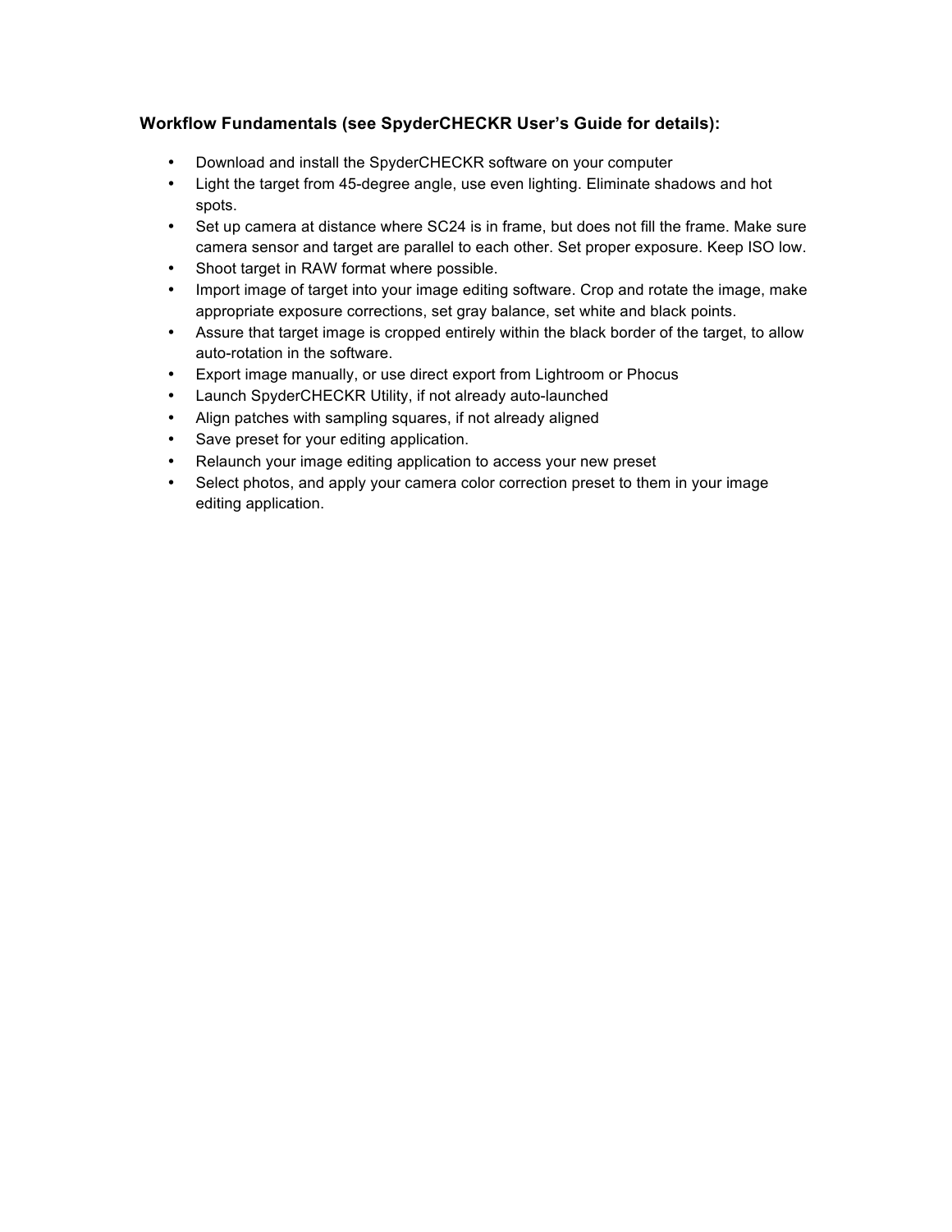**Workflow Fundamentals (see SpyderCHECKR User's Guide for details):**

- Download and install the SpyderCHECKR software on your computer
- Light the target from 45-degree angle, use even lighting. Eliminate shadows and hot spots.
- Set up camera at distance where SC24 is in frame, but does not fill the frame. Make sure camera sensor and target are parallel to each other. Set proper exposure. Keep ISO low.
- Shoot target in RAW format where possible.
- Import image of target into your image editing software. Crop and rotate the image, make appropriate exposure corrections, set gray balance, set white and black points.
- Assure that target image is cropped entirely within the black border of the target, to allow auto-rotation in the software.
- Export image manually, or use direct export from Lightroom or Phocus
- Launch SpyderCHECKR Utility, if not already auto-launched
- Align patches with sampling squares, if not already aligned
- Save preset for your editing application.
- Relaunch your image editing application to access your new preset
- Select photos, and apply your camera color correction preset to them in your image editing application.